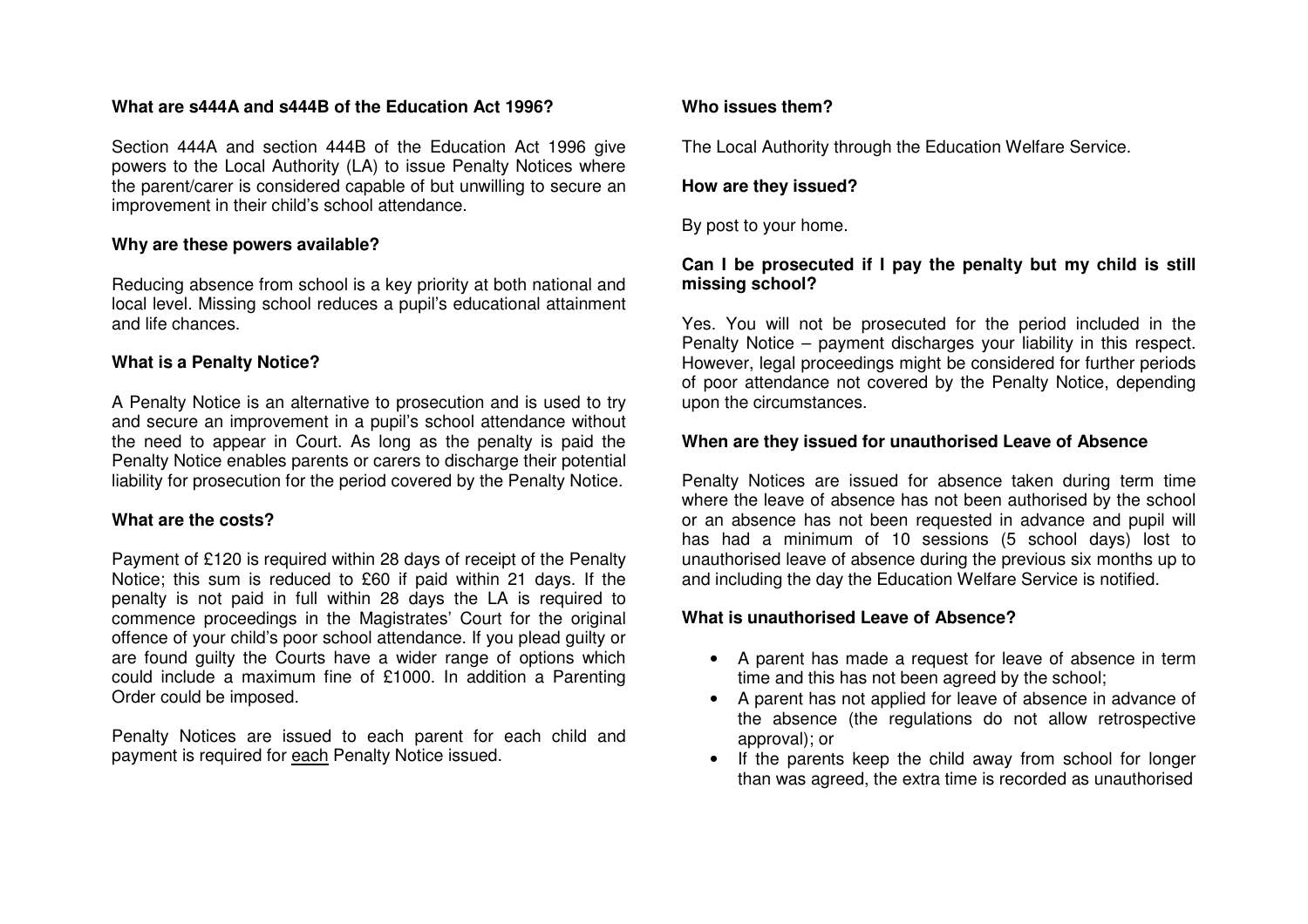**What are s444A and s444B of the Education Act 1996?**

Section 444A and section 444B of the Education Act 1996 give powers to the Local Authority (LA) to issue Penalty Notices where the parent/carer is considered capable of but unwilling to secure an improvement in their child's school attendance.

**Why are these powers available?**

Reducing absence from school is a key priority at both national and local level. Missing school reduces a pupil's educational attainment and life chances.

**What is a Penalty Notice?**

A Penalty Notice is an alternative to prosecution and is used to try and secure an improvement in a pupil's school attendance without the need to appear in Court. As long as the penalty is paid the Penalty Notice enables parents or carers to discharge their potential liability for prosecution for the period covered by the Penalty Notice.

**What are the costs?**

Payment of £120 is required within 28 days of receipt of the Penalty Notice; this sum is reduced to £60 if paid within 21 days. If the penalty is not paid in full within 28 days the LA is required to commence proceedings in the Magistrates' Court for the original offence of your child's poor school attendance. If you plead guilty or are found guilty the Courts have a wider range of options which could include a maximum fine of £1000. In addition a Parenting Order could be imposed.

Penalty Notices are issued to each parent for each child and payment is required for <u>each</u> Penalty Notice issued.

**Who issues them?**

The Local Authority through the Education Welfare Service.

**How are they issued?**

By post to your home.

**Can I be prosecuted if I pay the penalty but my child is still missing school?**

Yes. You will not be prosecuted for the period included in the Penalty Notice – payment discharges your liability in this respect. However, legal proceedings might be considered for further periods of poor attendance not covered by the Penalty Notice, depending upon the circumstances.

**When are they issued for unauthorised Leave of Absence**

Penalty Notices are issued for absence taken during term time where the leave of absence has not been authorised by the school or an absence has not been requested in advance and pupil will has had a minimum of 10 sessions (5 school days) lost to unauthorised leave of absence during the previous six months up to and including the day the Education Welfare Service is notified.

**What is unauthorised Leave of Absence?**

- A parent has made a request for leave of absence in term time and this has not been agreed by the school;
- A parent has not applied for leave of absence in advance of the absence (the regulations do not allow retrospective approval); or
- If the parents keep the child away from school for longer than was agreed, the extra time is recorded as unauthorised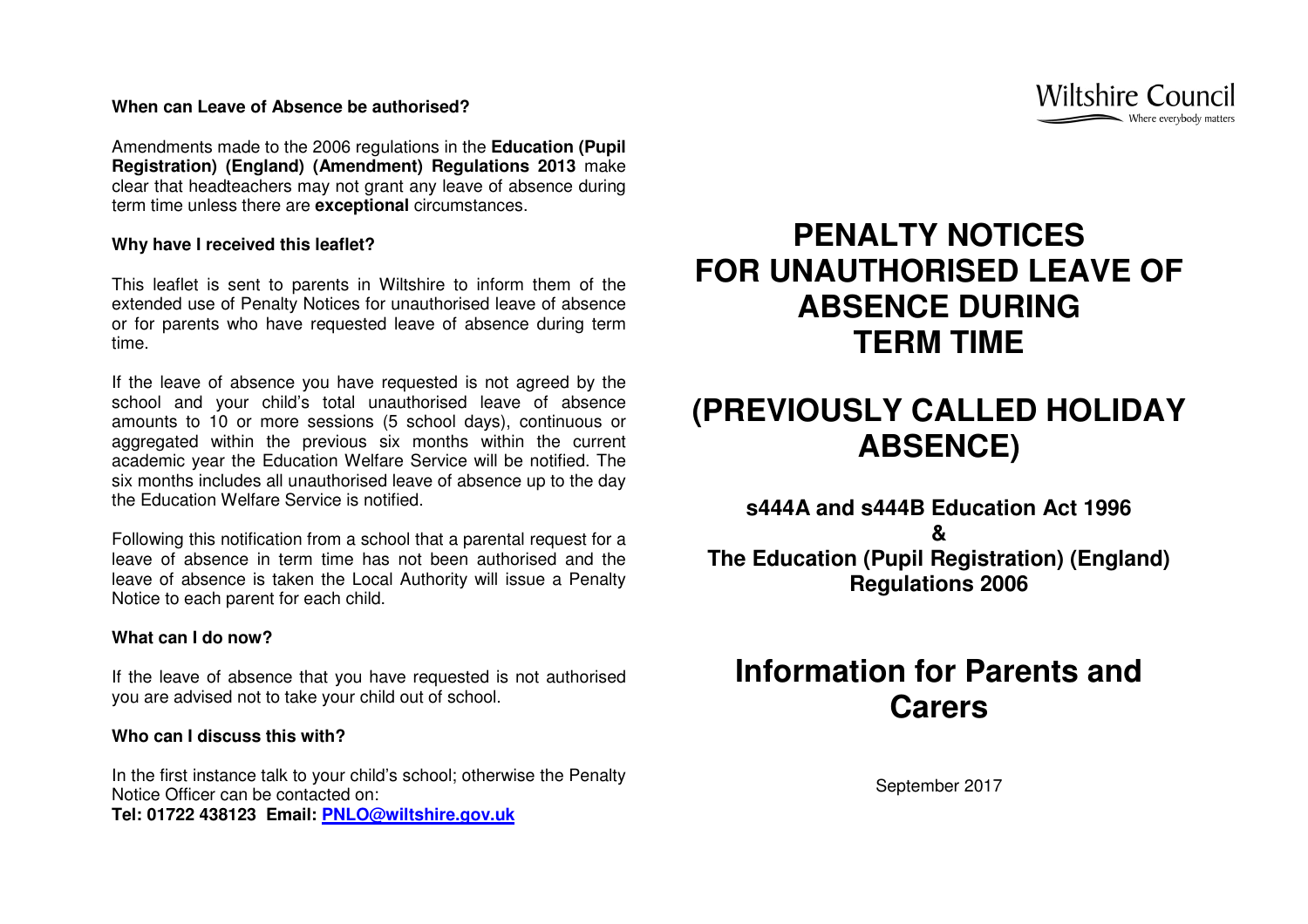### When can Leave of Absence be authorised?

Amendments made to the 2006 regulations in the **Education (Pupil Registration) (England) (Amendment) Regulations 2013** make clear that headteachers may not grant any leave of absence during term time unless there are **exceptional** circumstances.

### Why have I received this leaflet?

This leaflet is sent to parents in Wiltshire to inform them of the extended use of Penalty Notices for unauthorised leave of absence or for parents who have requested leave of absence during term time.

If the leave of absence you have requested is not agreed by the school and your child's total unauthorised leave of absence amounts to 10 or more sessions (5 school days), continuous or aggregated within the previous six months within the current academic year the Education Welfare Service will be notified. The six months includes all unauthorised leave of absence up to the day the Education Welfare Service is notified.

Following this notification from a school that a parental request for a leave of absence in term time has not been authorised and the leave of absence is taken the Local Authority will issue a Penalty Notice to each parent for each child.

### What can I do now?

If the leave of absence that you have requested is not authorised you are advised not to take your child out of school.

### Who can I discuss this with?

In the first instance talk to your child's school; otherwise the Penalty Notice Officer can be contacted on:
**Tel: 01722 438123 Email: PNLO@wiltshire.gov.uk**

Wiltshire Council
Where everybody matters

# PENALTY NOTICES FOR UNAUTHORISED LEAVE OF ABSENCE DURING TERM TIME

# (PREVIOUSLY CALLED HOLIDAY ABSENCE)

**s444A and s444B Education Act 1996**
**&**
**The Education (Pupil Registration) (England) Regulations 2006**

# Information for Parents and Carers

September 2017